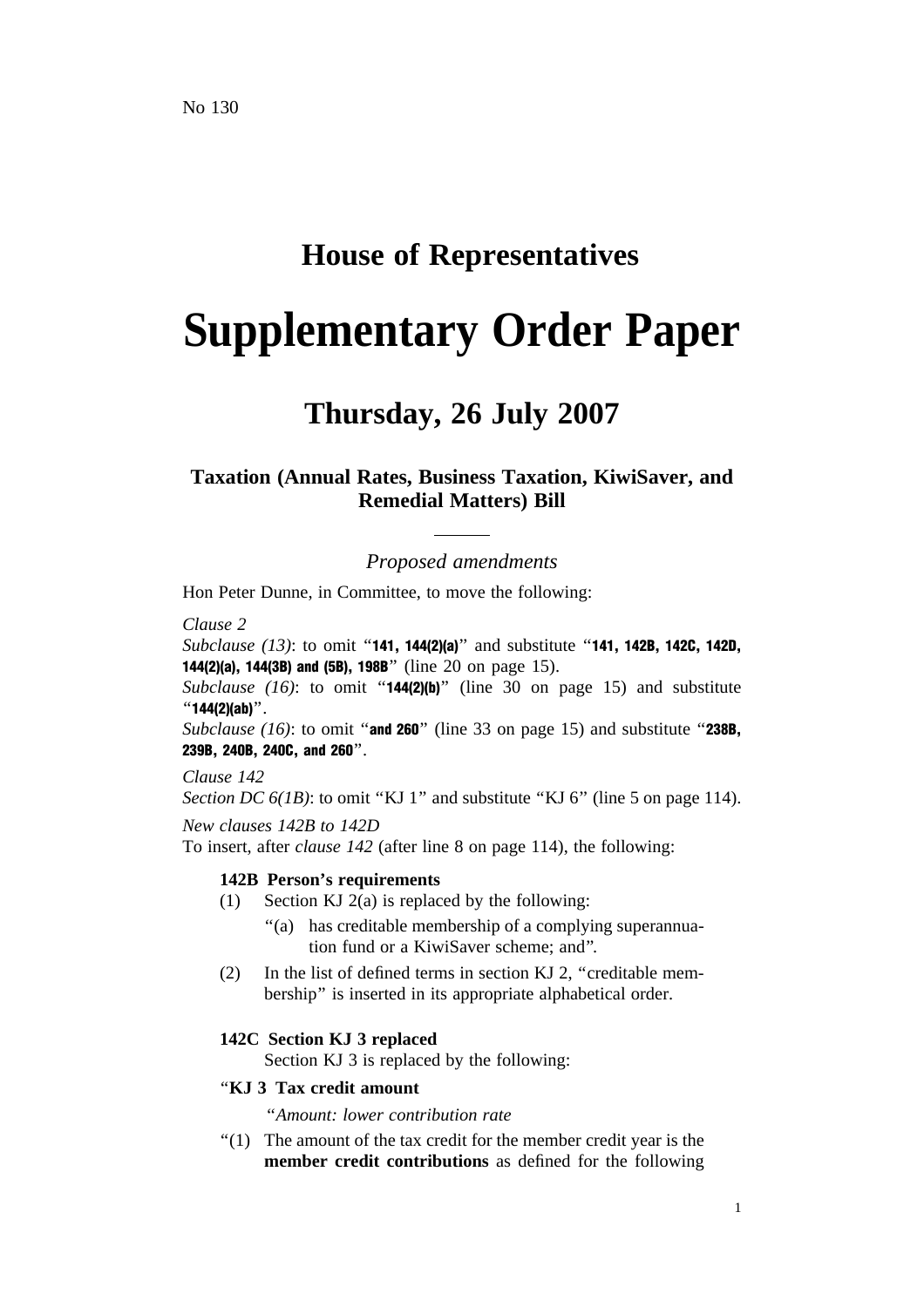No 130

# House of Representatives

# Supplementary Order Paper

## Thursday, 26 July 2007

### Taxation (Annual Rates, Business Taxation, KiwiSaver, and Remedial Matters) Bill

*Proposed amendments*

Hon Peter Dunne, in Committee, to move the following:

*Clause 2*

*Subclause (13)*: to omit "**141, 144(2)(a)**" and substitute "**141, 142B, 142C, 142D, 144(2)(a), 144(3B) and (5B), 198B**" (line 20 on page 15).

*Subclause (16)*: to omit "**144(2)(b)**" (line 30 on page 15) and substitute "**144(2)(ab)**".

*Subclause (16)*: to omit "**and 260**" (line 33 on page 15) and substitute "**238B, 239B, 240B, 240C, and 260**".

*Clause 142*

*Section DC 6(1B)*: to omit "KJ 1" and substitute "KJ 6" (line 5 on page 114).

*New clauses 142B to 142D*

To insert, after *clause 142* (after line 8 on page 114), the following:

**142B Person's requirements**

(1) Section KJ 2(a) is replaced by the following:

"(a) has creditable membership of a complying superannuation fund or a KiwiSaver scheme; and".

(2) In the list of defined terms in section KJ 2, "creditable membership" is inserted in its appropriate alphabetical order.

**142C Section KJ 3 replaced**

Section KJ 3 is replaced by the following:

"**KJ 3 Tax credit amount**

"*Amount: lower contribution rate*

"(1) The amount of the tax credit for the member credit year is the **member credit contributions** as defined for the following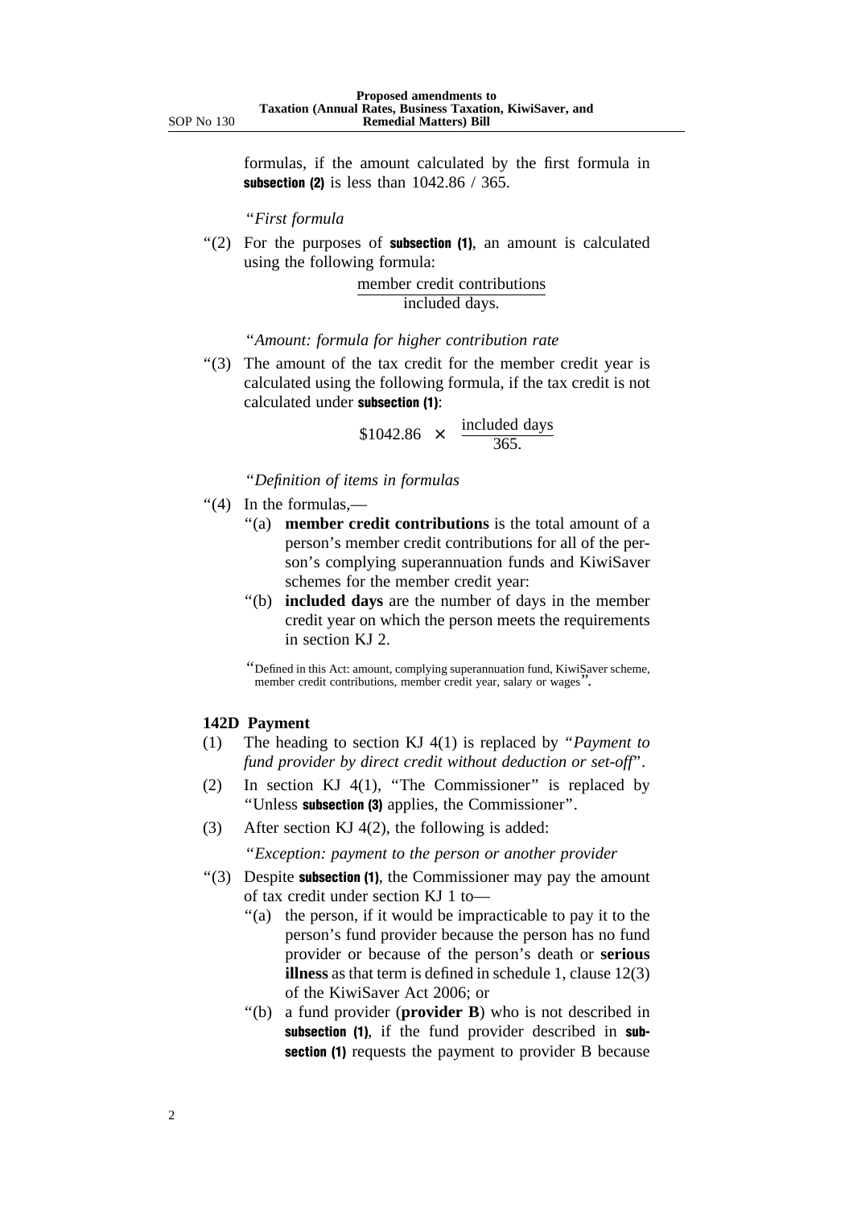formulas, if the amount calculated by the first formula in **subsection (2)** is less than 1042.86 / 365.

"*First formula*

"(2) For the purposes of **subsection (1)**, an amount is calculated using the following formula:

$$\frac{\text{member credit contributions}}{\text{included days.}}$$

"*Amount: formula for higher contribution rate*

"(3) The amount of the tax credit for the member credit year is calculated using the following formula, if the tax credit is not calculated under **subsection (1)**:

$$\$1042.86 \times \frac{\text{included days}}{365.}$$

"*Definition of items in formulas*

"(4) In the formulas,—

"(a) **member credit contributions** is the total amount of a person's member credit contributions for all of the person's complying superannuation funds and KiwiSaver schemes for the member credit year:

"(b) **included days** are the number of days in the member credit year on which the person meets the requirements in section KJ 2.

"Defined in this Act: amount, complying superannuation fund, KiwiSaver scheme, member credit contributions, member credit year, salary or wages".

**142D Payment**

(1) The heading to section KJ 4(1) is replaced by "*Payment to fund provider by direct credit without deduction or set-off*".

(2) In section KJ 4(1), "The Commissioner" is replaced by "Unless **subsection (3)** applies, the Commissioner".

(3) After section KJ 4(2), the following is added:

"*Exception: payment to the person or another provider*

"(3) Despite **subsection (1)**, the Commissioner may pay the amount of tax credit under section KJ 1 to—

"(a) the person, if it would be impracticable to pay it to the person's fund provider because the person has no fund provider or because of the person's death or **serious illness** as that term is defined in schedule 1, clause 12(3) of the KiwiSaver Act 2006; or

"(b) a fund provider (**provider B**) who is not described in **subsection (1)**, if the fund provider described in **subsection (1)** requests the payment to provider B because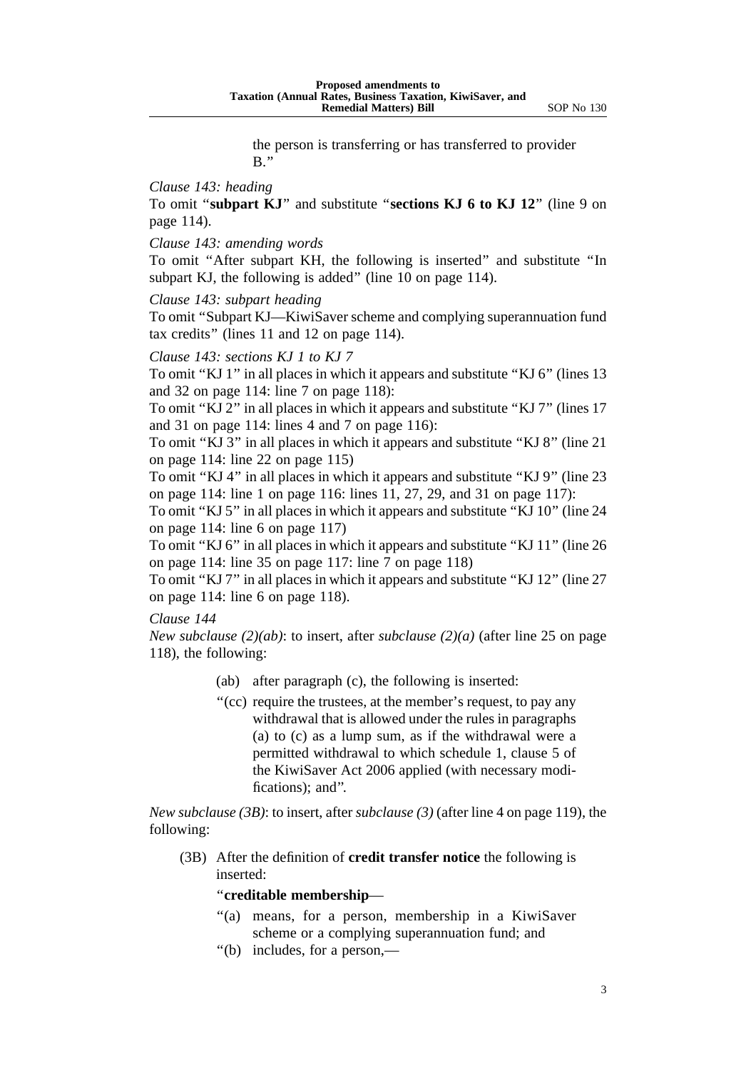the person is transferring or has transferred to provider B."

*Clause 143: heading*

To omit "**subpart KJ**" and substitute "**sections KJ 6 to KJ 12**" (line 9 on page 114).

*Clause 143: amending words*

To omit "After subpart KH, the following is inserted" and substitute "In subpart KJ, the following is added" (line 10 on page 114).

*Clause 143: subpart heading*

To omit "Subpart KJ—KiwiSaver scheme and complying superannuation fund tax credits" (lines 11 and 12 on page 114).

*Clause 143: sections KJ 1 to KJ 7*

To omit "KJ 1" in all places in which it appears and substitute "KJ 6" (lines 13 and 32 on page 114: line 7 on page 118):

To omit "KJ 2" in all places in which it appears and substitute "KJ 7" (lines 17 and 31 on page 114: lines 4 and 7 on page 116):

To omit "KJ 3" in all places in which it appears and substitute "KJ 8" (line 21 on page 114: line 22 on page 115)

To omit "KJ 4" in all places in which it appears and substitute "KJ 9" (line 23 on page 114: line 1 on page 116: lines 11, 27, 29, and 31 on page 117):

To omit "KJ 5" in all places in which it appears and substitute "KJ 10" (line 24 on page 114: line 6 on page 117)

To omit "KJ 6" in all places in which it appears and substitute "KJ 11" (line 26 on page 114: line 35 on page 117: line 7 on page 118)

To omit "KJ 7" in all places in which it appears and substitute "KJ 12" (line 27 on page 114: line 6 on page 118).

*Clause 144*

*New subclause (2)(ab)*: to insert, after *subclause (2)(a)* (after line 25 on page 118), the following:

(ab) after paragraph (c), the following is inserted:

"(cc) require the trustees, at the member's request, to pay any withdrawal that is allowed under the rules in paragraphs (a) to (c) as a lump sum, as if the withdrawal were a permitted withdrawal to which schedule 1, clause 5 of the KiwiSaver Act 2006 applied (with necessary modifications); and".

*New subclause (3B)*: to insert, after *subclause (3)* (after line 4 on page 119), the following:

(3B) After the definition of **credit transfer notice** the following is inserted:

"**creditable membership**—

"(a) means, for a person, membership in a KiwiSaver scheme or a complying superannuation fund; and

"(b) includes, for a person,—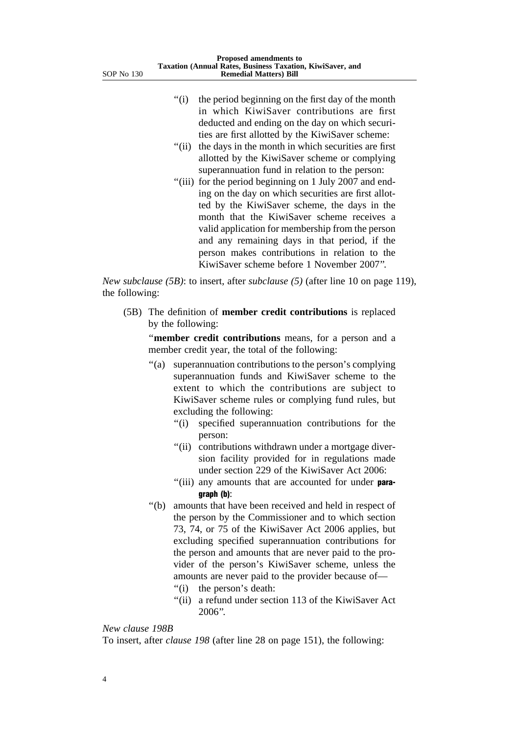"(i) the period beginning on the first day of the month in which KiwiSaver contributions are first deducted and ending on the day on which securities are first allotted by the KiwiSaver scheme:

"(ii) the days in the month in which securities are first allotted by the KiwiSaver scheme or complying superannuation fund in relation to the person:

"(iii) for the period beginning on 1 July 2007 and ending on the day on which securities are first allotted by the KiwiSaver scheme, the days in the month that the KiwiSaver scheme receives a valid application for membership from the person and any remaining days in that period, if the person makes contributions in relation to the KiwiSaver scheme before 1 November 2007".

*New subclause (5B)*: to insert, after *subclause (5)* (after line 10 on page 119), the following:

(5B) The definition of **member credit contributions** is replaced by the following:

"**member credit contributions** means, for a person and a member credit year, the total of the following:

"(a) superannuation contributions to the person's complying superannuation funds and KiwiSaver scheme to the extent to which the contributions are subject to KiwiSaver scheme rules or complying fund rules, but excluding the following:

"(i) specified superannuation contributions for the person:

"(ii) contributions withdrawn under a mortgage diversion facility provided for in regulations made under section 229 of the KiwiSaver Act 2006:

"(iii) any amounts that are accounted for under **paragraph (b)**:

"(b) amounts that have been received and held in respect of the person by the Commissioner and to which section 73, 74, or 75 of the KiwiSaver Act 2006 applies, but excluding specified superannuation contributions for the person and amounts that are never paid to the provider of the person's KiwiSaver scheme, unless the amounts are never paid to the provider because of—

"(i) the person's death:

"(ii) a refund under section 113 of the KiwiSaver Act 2006".

*New clause 198B*

To insert, after *clause 198* (after line 28 on page 151), the following: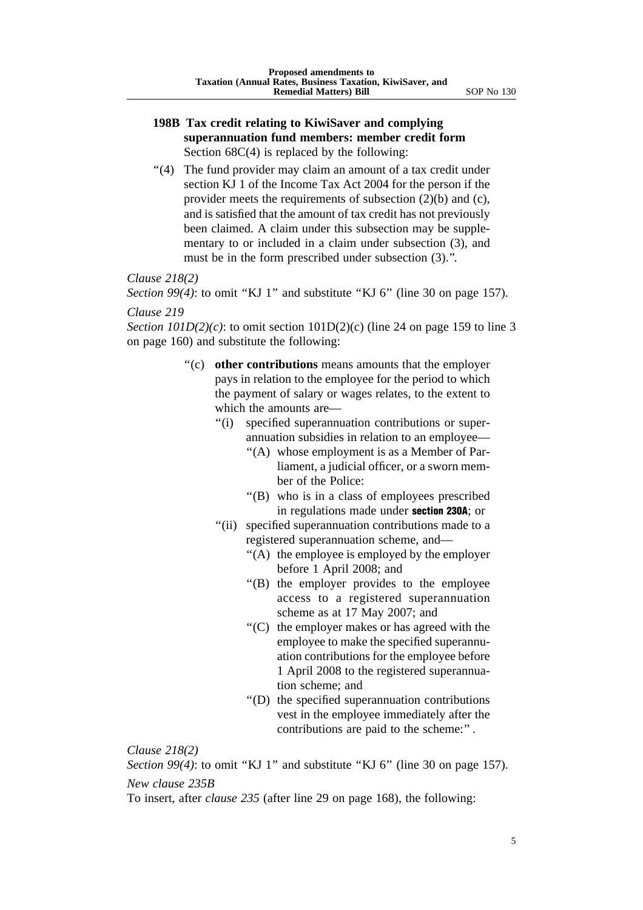**198B Tax credit relating to KiwiSaver and complying superannuation fund members: member credit form**

Section 68C(4) is replaced by the following:

"(4) The fund provider may claim an amount of a tax credit under section KJ 1 of the Income Tax Act 2004 for the person if the provider meets the requirements of subsection (2)(b) and (c), and is satisfied that the amount of tax credit has not previously been claimed. A claim under this subsection may be supplementary to or included in a claim under subsection (3), and must be in the form prescribed under subsection (3).".

*Clause 218(2)*

*Section 99(4)*: to omit "KJ 1" and substitute "KJ 6" (line 30 on page 157).

*Clause 219*

*Section 101D(2)(c)*: to omit section 101D(2)(c) (line 24 on page 159 to line 3 on page 160) and substitute the following:

"(c) **other contributions** means amounts that the employer pays in relation to the employee for the period to which the payment of salary or wages relates, to the extent to which the amounts are—

"(i) specified superannuation contributions or superannuation subsidies in relation to an employee—

"(A) whose employment is as a Member of Parliament, a judicial officer, or a sworn member of the Police:

"(B) who is in a class of employees prescribed in regulations made under **section 230A**; or

"(ii) specified superannuation contributions made to a registered superannuation scheme, and—

"(A) the employee is employed by the employer before 1 April 2008; and

"(B) the employer provides to the employee access to a registered superannuation scheme as at 17 May 2007; and

"(C) the employer makes or has agreed with the employee to make the specified superannuation contributions for the employee before 1 April 2008 to the registered superannuation scheme; and

"(D) the specified superannuation contributions vest in the employee immediately after the contributions are paid to the scheme:" .

*Clause 218(2)*

*Section 99(4)*: to omit "KJ 1" and substitute "KJ 6" (line 30 on page 157).

*New clause 235B*

To insert, after *clause 235* (after line 29 on page 168), the following: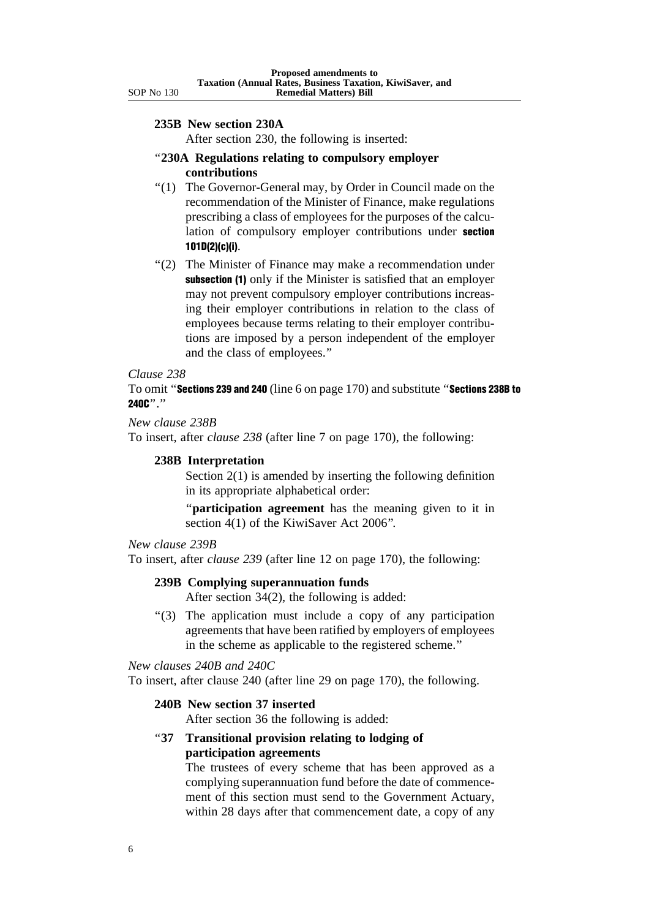**235B New section 230A**

After section 230, the following is inserted:

"**230A Regulations relating to compulsory employer contributions**

"(1) The Governor-General may, by Order in Council made on the recommendation of the Minister of Finance, make regulations prescribing a class of employees for the purposes of the calculation of compulsory employer contributions under **section 101D(2)(c)(i)**.

"(2) The Minister of Finance may make a recommendation under **subsection (1)** only if the Minister is satisfied that an employer may not prevent compulsory employer contributions increasing their employer contributions in relation to the class of employees because terms relating to their employer contributions are imposed by a person independent of the employer and the class of employees."

*Clause 238*

To omit "**Sections 239 and 240** (line 6 on page 170) and substitute "**Sections 238B to 240C**"."

*New clause 238B*

To insert, after *clause 238* (after line 7 on page 170), the following:

**238B Interpretation**

Section 2(1) is amended by inserting the following definition in its appropriate alphabetical order:

"**participation agreement** has the meaning given to it in section 4(1) of the KiwiSaver Act 2006".

*New clause 239B*

To insert, after *clause 239* (after line 12 on page 170), the following:

**239B Complying superannuation funds**

After section 34(2), the following is added:

"(3) The application must include a copy of any participation agreements that have been ratified by employers of employees in the scheme as applicable to the registered scheme."

*New clauses 240B and 240C*

To insert, after clause 240 (after line 29 on page 170), the following.

**240B New section 37 inserted**

After section 36 the following is added:

"**37 Transitional provision relating to lodging of participation agreements**

The trustees of every scheme that has been approved as a complying superannuation fund before the date of commencement of this section must send to the Government Actuary, within 28 days after that commencement date, a copy of any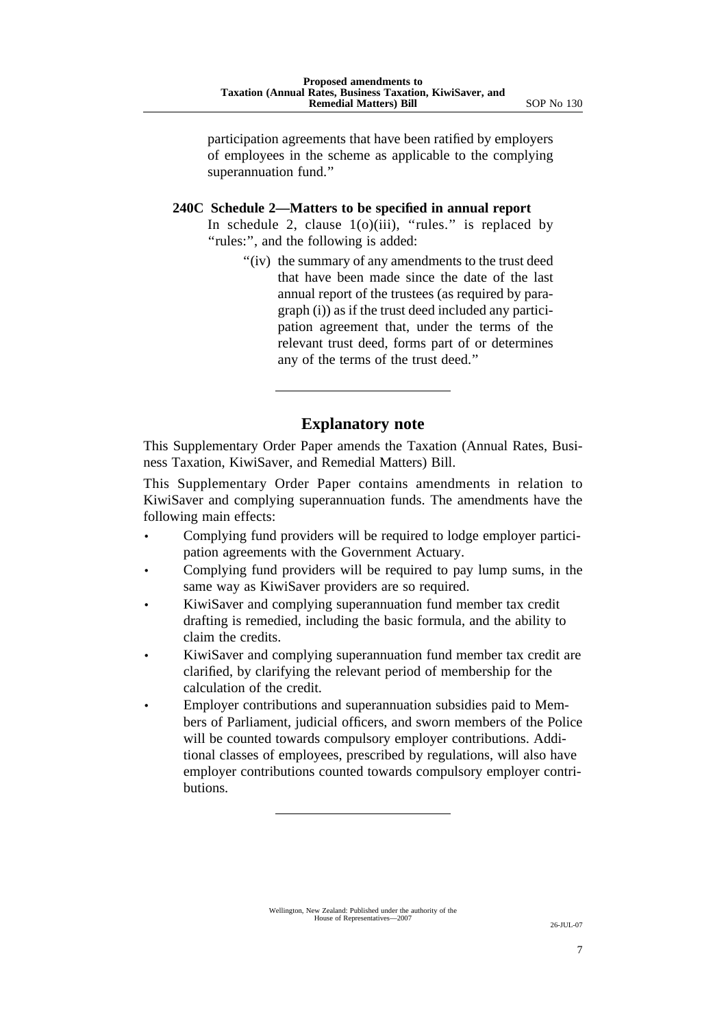participation agreements that have been ratified by employers of employees in the scheme as applicable to the complying superannuation fund."

**240C Schedule 2—Matters to be specified in annual report**

In schedule 2, clause 1(o)(iii), "rules." is replaced by "rules:", and the following is added:

"(iv) the summary of any amendments to the trust deed that have been made since the date of the last annual report of the trustees (as required by paragraph (i)) as if the trust deed included any participation agreement that, under the terms of the relevant trust deed, forms part of or determines any of the terms of the trust deed."

---

## Explanatory note

This Supplementary Order Paper amends the Taxation (Annual Rates, Business Taxation, KiwiSaver, and Remedial Matters) Bill.

This Supplementary Order Paper contains amendments in relation to KiwiSaver and complying superannuation funds. The amendments have the following main effects:

- Complying fund providers will be required to lodge employer participation agreements with the Government Actuary.
- Complying fund providers will be required to pay lump sums, in the same way as KiwiSaver providers are so required.
- KiwiSaver and complying superannuation fund member tax credit drafting is remedied, including the basic formula, and the ability to claim the credits.
- KiwiSaver and complying superannuation fund member tax credit are clarified, by clarifying the relevant period of membership for the calculation of the credit.
- Employer contributions and superannuation subsidies paid to Members of Parliament, judicial officers, and sworn members of the Police will be counted towards compulsory employer contributions. Additional classes of employees, prescribed by regulations, will also have employer contributions counted towards compulsory employer contributions.

---

Wellington, New Zealand: Published under the authority of the House of Representatives—2007

26-JUL-07